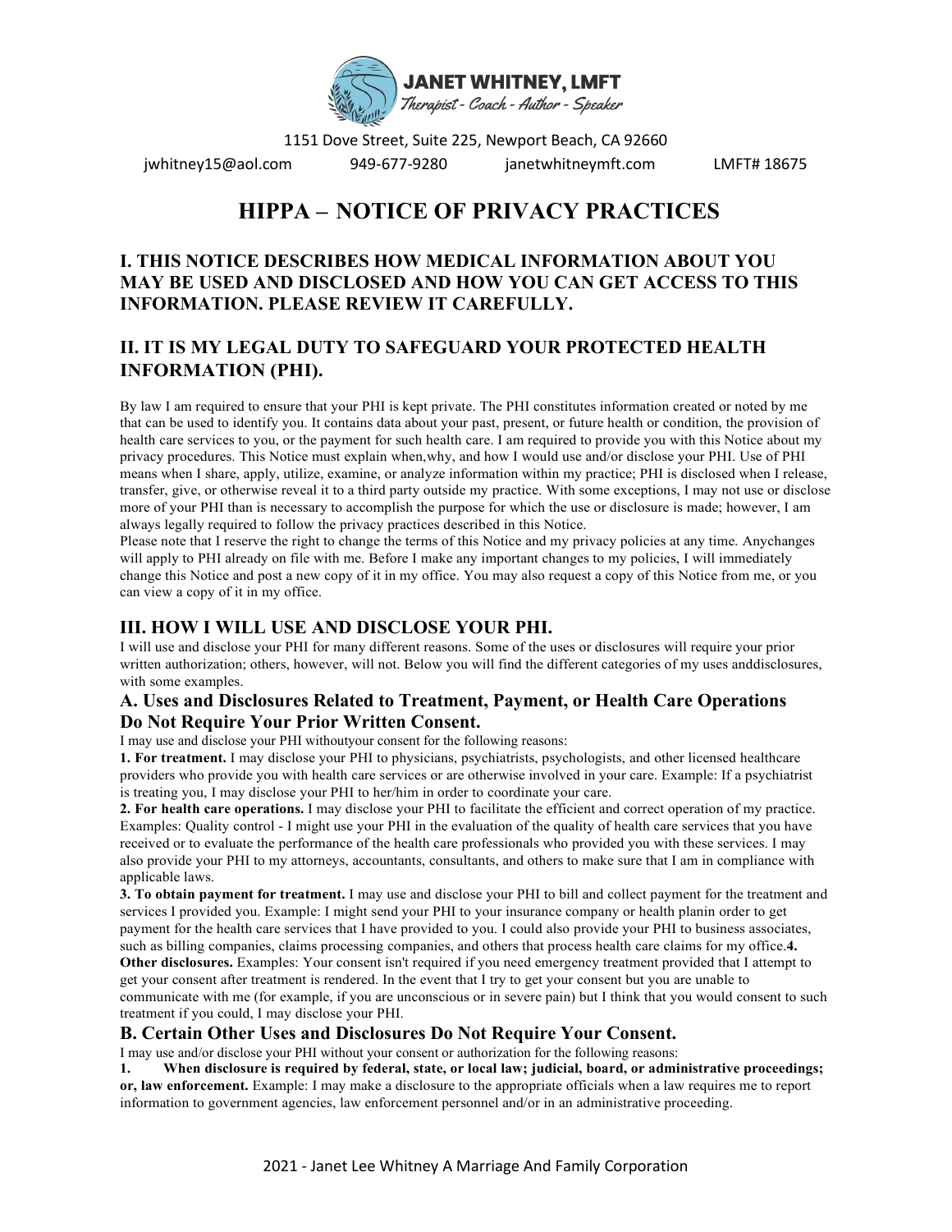**JANET WHITNEY, LMFT**
*Therapist - Coach - Author - Speaker*

1151 Dove Street, Suite 225, Newport Beach, CA 92660

jwhitney15@aol.com     949-677-9280     janetwhitneymft.com     LMFT# 18675

# HIPPA – NOTICE OF PRIVACY PRACTICES

## I. THIS NOTICE DESCRIBES HOW MEDICAL INFORMATION ABOUT YOU MAY BE USED AND DISCLOSED AND HOW YOU CAN GET ACCESS TO THIS INFORMATION. PLEASE REVIEW IT CAREFULLY.

## II. IT IS MY LEGAL DUTY TO SAFEGUARD YOUR PROTECTED HEALTH INFORMATION (PHI).

By law I am required to ensure that your PHI is kept private. The PHI constitutes information created or noted by me that can be used to identify you. It contains data about your past, present, or future health or condition, the provision of health care services to you, or the payment for such health care. I am required to provide you with this Notice about my privacy procedures. This Notice must explain when,why, and how I would use and/or disclose your PHI. Use of PHI means when I share, apply, utilize, examine, or analyze information within my practice; PHI is disclosed when I release, transfer, give, or otherwise reveal it to a third party outside my practice. With some exceptions, I may not use or disclose more of your PHI than is necessary to accomplish the purpose for which the use or disclosure is made; however, I am always legally required to follow the privacy practices described in this Notice.

Please note that I reserve the right to change the terms of this Notice and my privacy policies at any time. Anychanges will apply to PHI already on file with me. Before I make any important changes to my policies, I will immediately change this Notice and post a new copy of it in my office. You may also request a copy of this Notice from me, or you can view a copy of it in my office.

## III. HOW I WILL USE AND DISCLOSE YOUR PHI.

I will use and disclose your PHI for many different reasons. Some of the uses or disclosures will require your prior written authorization; others, however, will not. Below you will find the different categories of my uses anddisclosures, with some examples.

### A. Uses and Disclosures Related to Treatment, Payment, or Health Care Operations Do Not Require Your Prior Written Consent.

I may use and disclose your PHI withoutyour consent for the following reasons:

**1. For treatment.** I may disclose your PHI to physicians, psychiatrists, psychologists, and other licensed healthcare providers who provide you with health care services or are otherwise involved in your care. Example: If a psychiatrist is treating you, I may disclose your PHI to her/him in order to coordinate your care.

**2. For health care operations.** I may disclose your PHI to facilitate the efficient and correct operation of my practice. Examples: Quality control - I might use your PHI in the evaluation of the quality of health care services that you have received or to evaluate the performance of the health care professionals who provided you with these services. I may also provide your PHI to my attorneys, accountants, consultants, and others to make sure that I am in compliance with applicable laws.

**3. To obtain payment for treatment.** I may use and disclose your PHI to bill and collect payment for the treatment and services I provided you. Example: I might send your PHI to your insurance company or health planin order to get payment for the health care services that I have provided to you. I could also provide your PHI to business associates, such as billing companies, claims processing companies, and others that process health care claims for my office.

**4. Other disclosures.** Examples: Your consent isn't required if you need emergency treatment provided that I attempt to get your consent after treatment is rendered. In the event that I try to get your consent but you are unable to communicate with me (for example, if you are unconscious or in severe pain) but I think that you would consent to such treatment if you could, I may disclose your PHI.

### B. Certain Other Uses and Disclosures Do Not Require Your Consent.

I may use and/or disclose your PHI without your consent or authorization for the following reasons:

**1. When disclosure is required by federal, state, or local law; judicial, board, or administrative proceedings; or, law enforcement.** Example: I may make a disclosure to the appropriate officials when a law requires me to report information to government agencies, law enforcement personnel and/or in an administrative proceeding.

2021 - Janet Lee Whitney A Marriage And Family Corporation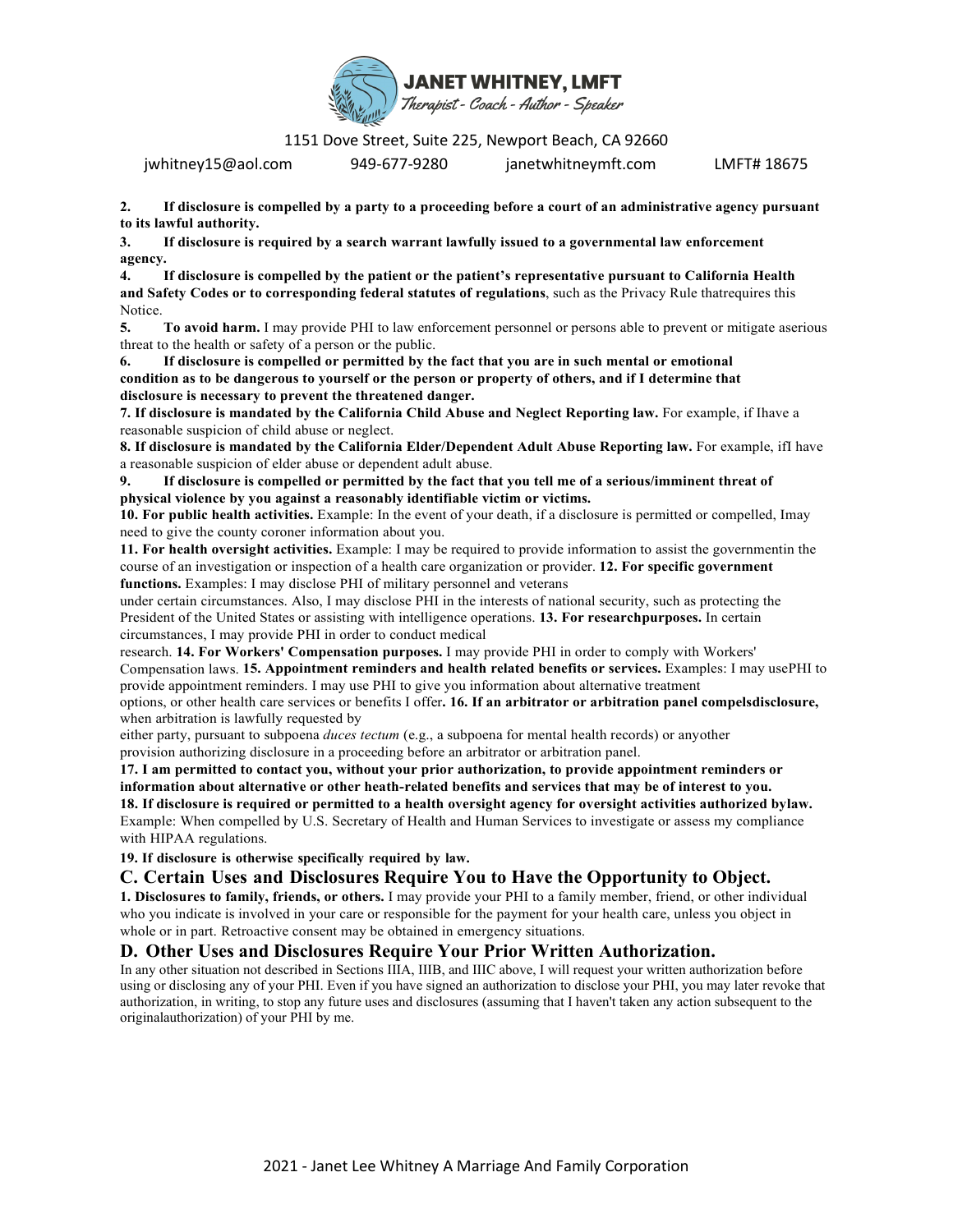**2. If disclosure is compelled by a party to a proceeding before a court of an administrative agency pursuant to its lawful authority.**

**3. If disclosure is required by a search warrant lawfully issued to a governmental law enforcement agency.**

**4. If disclosure is compelled by the patient or the patient's representative pursuant to California Health and Safety Codes or to corresponding federal statutes of regulations**, such as the Privacy Rule thatrequires this Notice.

**5. To avoid harm.** I may provide PHI to law enforcement personnel or persons able to prevent or mitigate aserious threat to the health or safety of a person or the public.

**6. If disclosure is compelled or permitted by the fact that you are in such mental or emotional condition as to be dangerous to yourself or the person or property of others, and if I determine that disclosure is necessary to prevent the threatened danger.**

**7. If disclosure is mandated by the California Child Abuse and Neglect Reporting law.** For example, if Ihave a reasonable suspicion of child abuse or neglect.

**8. If disclosure is mandated by the California Elder/Dependent Adult Abuse Reporting law.** For example, ifI have a reasonable suspicion of elder abuse or dependent adult abuse.

**9. If disclosure is compelled or permitted by the fact that you tell me of a serious/imminent threat of physical violence by you against a reasonably identifiable victim or victims.**

**10. For public health activities.** Example: In the event of your death, if a disclosure is permitted or compelled, Imay need to give the county coroner information about you.

**11. For health oversight activities.** Example: I may be required to provide information to assist the governmentin the course of an investigation or inspection of a health care organization or provider. **12. For specific government functions.** Examples: I may disclose PHI of military personnel and veterans under certain circumstances. Also, I may disclose PHI in the interests of national security, such as protecting the President of the United States or assisting with intelligence operations. **13. For researchpurposes.** In certain circumstances, I may provide PHI in order to conduct medical research. **14. For Workers' Compensation purposes.** I may provide PHI in order to comply with Workers' Compensation laws. **15. Appointment reminders and health related benefits or services.** Examples: I may usePHI to provide appointment reminders. I may use PHI to give you information about alternative treatment options, or other health care services or benefits I offer**. 16. If an arbitrator or arbitration panel compelsdisclosure,** when arbitration is lawfully requested by either party, pursuant to subpoena *duces tectum* (e.g., a subpoena for mental health records) or anyother provision authorizing disclosure in a proceeding before an arbitrator or arbitration panel.

**17. I am permitted to contact you, without your prior authorization, to provide appointment reminders or information about alternative or other heath-related benefits and services that may be of interest to you.**

**18. If disclosure is required or permitted to a health oversight agency for oversight activities authorized bylaw.** Example: When compelled by U.S. Secretary of Health and Human Services to investigate or assess my compliance with HIPAA regulations.

**19. If disclosure is otherwise specifically required by law.**

## C. Certain Uses and Disclosures Require You to Have the Opportunity to Object.

**1. Disclosures to family, friends, or others.** I may provide your PHI to a family member, friend, or other individual who you indicate is involved in your care or responsible for the payment for your health care, unless you object in whole or in part. Retroactive consent may be obtained in emergency situations.

## D. Other Uses and Disclosures Require Your Prior Written Authorization.

In any other situation not described in Sections IIIA, IIIB, and IIIC above, I will request your written authorization before using or disclosing any of your PHI. Even if you have signed an authorization to disclose your PHI, you may later revoke that authorization, in writing, to stop any future uses and disclosures (assuming that I haven't taken any action subsequent to the originalauthorization) of your PHI by me.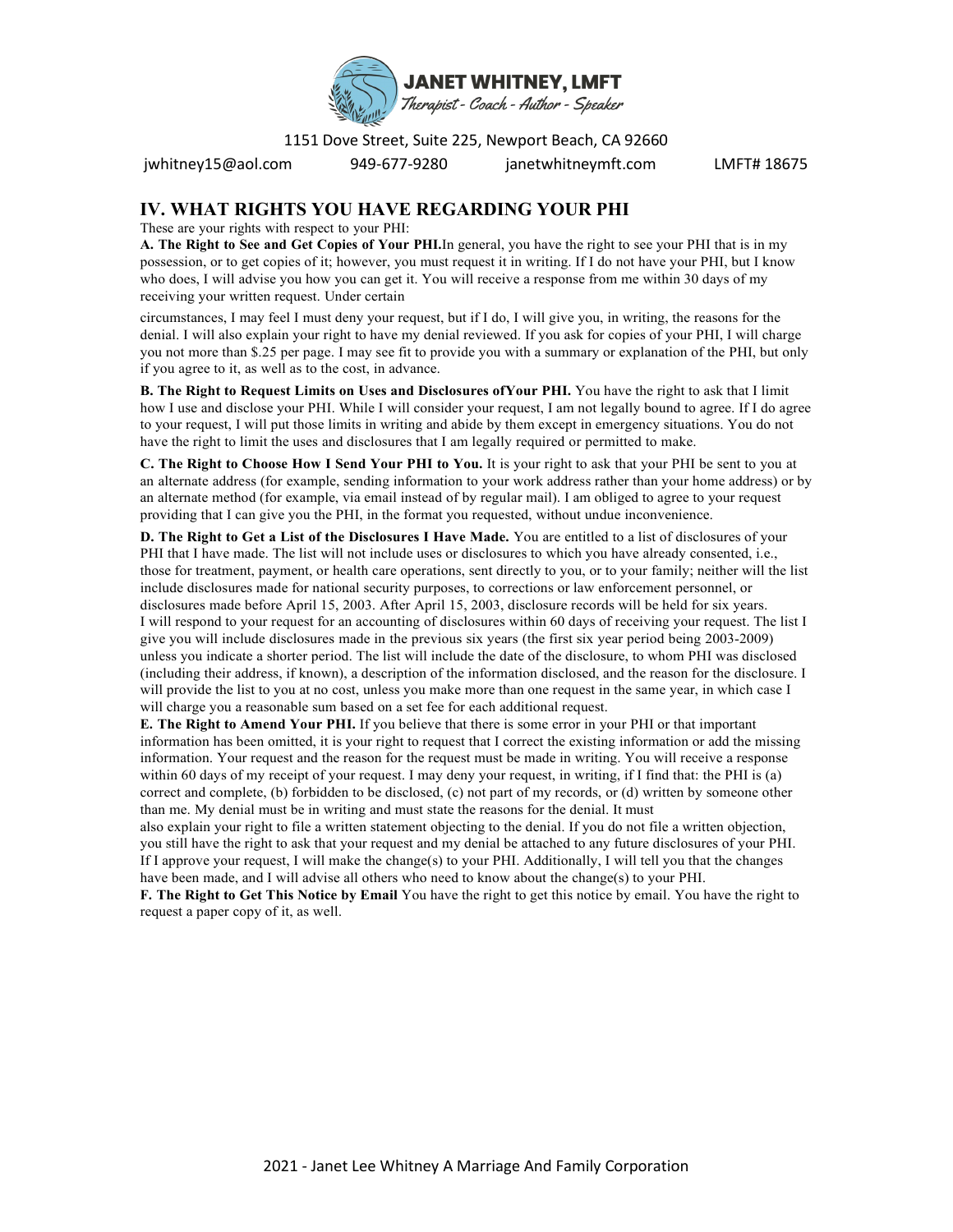## IV. WHAT RIGHTS YOU HAVE REGARDING YOUR PHI

These are your rights with respect to your PHI:

**A. The Right to See and Get Copies of Your PHI.** In general, you have the right to see your PHI that is in my possession, or to get copies of it; however, you must request it in writing. If I do not have your PHI, but I know who does, I will advise you how you can get it. You will receive a response from me within 30 days of my receiving your written request. Under certain circumstances, I may feel I must deny your request, but if I do, I will give you, in writing, the reasons for the denial. I will also explain your right to have my denial reviewed. If you ask for copies of your PHI, I will charge you not more than $.25 per page. I may see fit to provide you with a summary or explanation of the PHI, but only if you agree to it, as well as to the cost, in advance.

**B. The Right to Request Limits on Uses and Disclosures ofYour PHI.** You have the right to ask that I limit how I use and disclose your PHI. While I will consider your request, I am not legally bound to agree. If I do agree to your request, I will put those limits in writing and abide by them except in emergency situations. You do not have the right to limit the uses and disclosures that I am legally required or permitted to make.

**C. The Right to Choose How I Send Your PHI to You.** It is your right to ask that your PHI be sent to you at an alternate address (for example, sending information to your work address rather than your home address) or by an alternate method (for example, via email instead of by regular mail). I am obliged to agree to your request providing that I can give you the PHI, in the format you requested, without undue inconvenience.

**D. The Right to Get a List of the Disclosures I Have Made.** You are entitled to a list of disclosures of your PHI that I have made. The list will not include uses or disclosures to which you have already consented, i.e., those for treatment, payment, or health care operations, sent directly to you, or to your family; neither will the list include disclosures made for national security purposes, to corrections or law enforcement personnel, or disclosures made before April 15, 2003. After April 15, 2003, disclosure records will be held for six years. I will respond to your request for an accounting of disclosures within 60 days of receiving your request. The list I give you will include disclosures made in the previous six years (the first six year period being 2003-2009) unless you indicate a shorter period. The list will include the date of the disclosure, to whom PHI was disclosed (including their address, if known), a description of the information disclosed, and the reason for the disclosure. I will provide the list to you at no cost, unless you make more than one request in the same year, in which case I will charge you a reasonable sum based on a set fee for each additional request.

**E. The Right to Amend Your PHI.** If you believe that there is some error in your PHI or that important information has been omitted, it is your right to request that I correct the existing information or add the missing information. Your request and the reason for the request must be made in writing. You will receive a response within 60 days of my receipt of your request. I may deny your request, in writing, if I find that: the PHI is (a) correct and complete, (b) forbidden to be disclosed, (c) not part of my records, or (d) written by someone other than me. My denial must be in writing and must state the reasons for the denial. It must also explain your right to file a written statement objecting to the denial. If you do not file a written objection, you still have the right to ask that your request and my denial be attached to any future disclosures of your PHI. If I approve your request, I will make the change(s) to your PHI. Additionally, I will tell you that the changes have been made, and I will advise all others who need to know about the change(s) to your PHI.

**F. The Right to Get This Notice by Email** You have the right to get this notice by email. You have the right to request a paper copy of it, as well.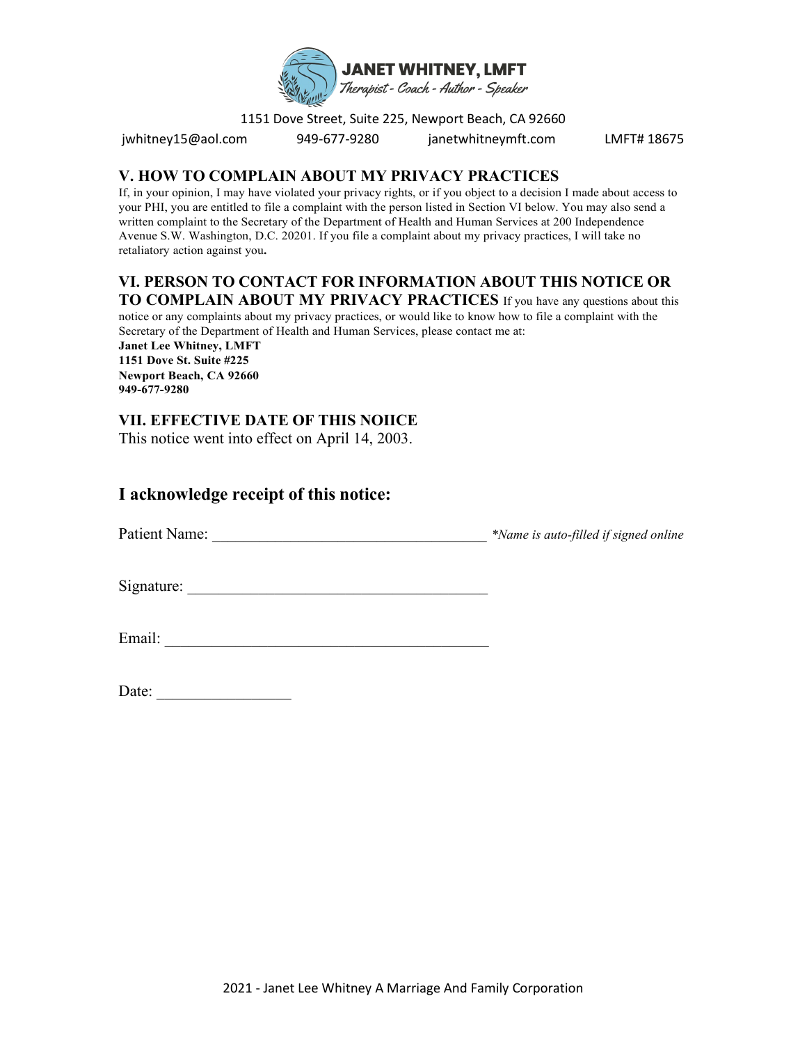## V. HOW TO COMPLAIN ABOUT MY PRIVACY PRACTICES

If, in your opinion, I may have violated your privacy rights, or if you object to a decision I made about access to your PHI, you are entitled to file a complaint with the person listed in Section VI below. You may also send a written complaint to the Secretary of the Department of Health and Human Services at 200 Independence Avenue S.W. Washington, D.C. 20201. If you file a complaint about my privacy practices, I will take no retaliatory action against you**.**

## VI. PERSON TO CONTACT FOR INFORMATION ABOUT THIS NOTICE OR TO COMPLAIN ABOUT MY PRIVACY PRACTICES

If you have any questions about this notice or any complaints about my privacy practices, or would like to know how to file a complaint with the Secretary of the Department of Health and Human Services, please contact me at:

**Janet Lee Whitney, LMFT**
**1151 Dove St. Suite #225**
**Newport Beach, CA 92660**
**949-677-9280**

## VII. EFFECTIVE DATE OF THIS NOIICE

This notice went into effect on April 14, 2003.

### I acknowledge receipt of this notice:

Patient Name: ___________________________________ *\*Name is auto-filled if signed online*

Signature: ____________________________________

Email: ________________________________________

Date: _________________